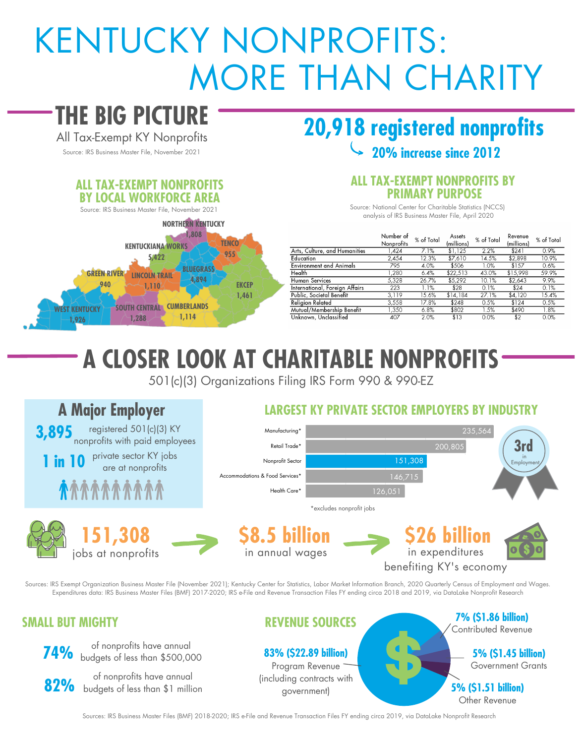# KENTUCKY NONPROFITS: MORE THAN CHARITY

## THE BIG PICTURE

All Tax-Exempt KY Nonprofits

Source: IRS Business Master File, November 2021

**20,918 registered nonprofits**

**20% increase since 2012**

### ALL TAX-EXEMPT NONPROFITS BY LOCAL WORKFORCE AREA

Source: IRS Business Master File, November 2021

| Local Workforce Area | Nonprofits |
|---|---|
| NORTHERN KENTUCKY | 1,808 |
| KENTUCKIANA WORKS | 5,422 |
| TENCO | 955 |
| GREEN RIVER | 940 |
| LINCOLN TRAIL | 1,110 |
| BLUEGRASS | 4,894 |
| EKCEP | 1,461 |
| WEST KENTUCKY | 1,926 |
| SOUTH CENTRAL | 1,288 |
| CUMBERLANDS | 1,114 |

### ALL TAX-EXEMPT NONPROFITS BY PRIMARY PURPOSE

Source: National Center for Charitable Statistics (NCCS) analysis of IRS Business Master File, April 2020

| | Number of Nonprofits | % of Total | Assets (millions) | % of Total | Revenue (millions) | % of Total |
|---|---|---|---|---|---|---|
| Arts, Culture, and Humanities | 1,424 | 7.1% | $1,125 | 2.2% | $241 | 0.9% |
| Education | 2,454 | 12.3% | $7,610 | 14.5% | $2,898 | 10.9% |
| Environment and Animals | 795 | 4.0% | $506 | 1.0% | $157 | 0.6% |
| Health | 1,280 | 6.4% | $22,513 | 43.0% | $15,998 | 59.9% |
| Human Services | 5,328 | 26.7% | $5,292 | 10.1% | $2,643 | 9.9% |
| International, Foreign Affairs | 223 | 1.1% | $28 | 0.1% | $24 | 0.1% |
| Public, Societal Benefit | 3,119 | 15.6% | $14,184 | 27.1% | $4,120 | 15.4% |
| Religion Related | 3,558 | 17.8% | $248 | 0.5% | $124 | 0.5% |
| Mutual/Membership Benefit | 1,350 | 6.8% | $802 | 1.5% | $490 | 1.8% |
| Unknown, Unclassified | 407 | 2.0% | $13 | 0.0% | $2 | 0.0% |

## A CLOSER LOOK AT CHARITABLE NONPROFITS

501(c)(3) Organizations Filing IRS Form 990 & 990-EZ

### A Major Employer

**3,895** registered 501(c)(3) KY nonprofits with paid employees

**1 in 10** private sector KY jobs are at nonprofits

### LARGEST KY PRIVATE SECTOR EMPLOYERS BY INDUSTRY

| Industry | Employment |
|---|---|
| Manufacturing* | 235,564 |
| Retail Trade* | 200,805 |
| Nonprofit Sector | 151,308 |
| Accommodations & Food Services* | 146,715 |
| Health Care* | 126,051 |

*excludes nonprofit jobs

3rd in Employment

**151,308** jobs at nonprofits → **$8.5 billion** in annual wages → **$26 billion** in expenditures benefiting KY's economy

Sources: IRS Exempt Organization Business Master File (November 2021); Kentucky Center for Statistics, Labor Market Information Branch, 2020 Quarterly Census of Employment and Wages. Expenditures data: IRS Business Master Files (BMF) 2017-2020; IRS e-File and Revenue Transaction Files FY ending circa 2018 and 2019, via DataLake Nonprofit Research

### SMALL BUT MIGHTY

**74%** of nonprofits have annual budgets of less than $500,000

**82%** of nonprofits have annual budgets of less than $1 million

### REVENUE SOURCES

- **83% ($22.89 billion)** Program Revenue (including contracts with government)
- **7% ($1.86 billion)** Contributed Revenue
- **5% ($1.45 billion)** Government Grants
- **5% ($1.51 billion)** Other Revenue

Sources: IRS Business Master Files (BMF) 2018-2020; IRS e-File and Revenue Transaction Files FY ending circa 2019, via DataLake Nonprofit Research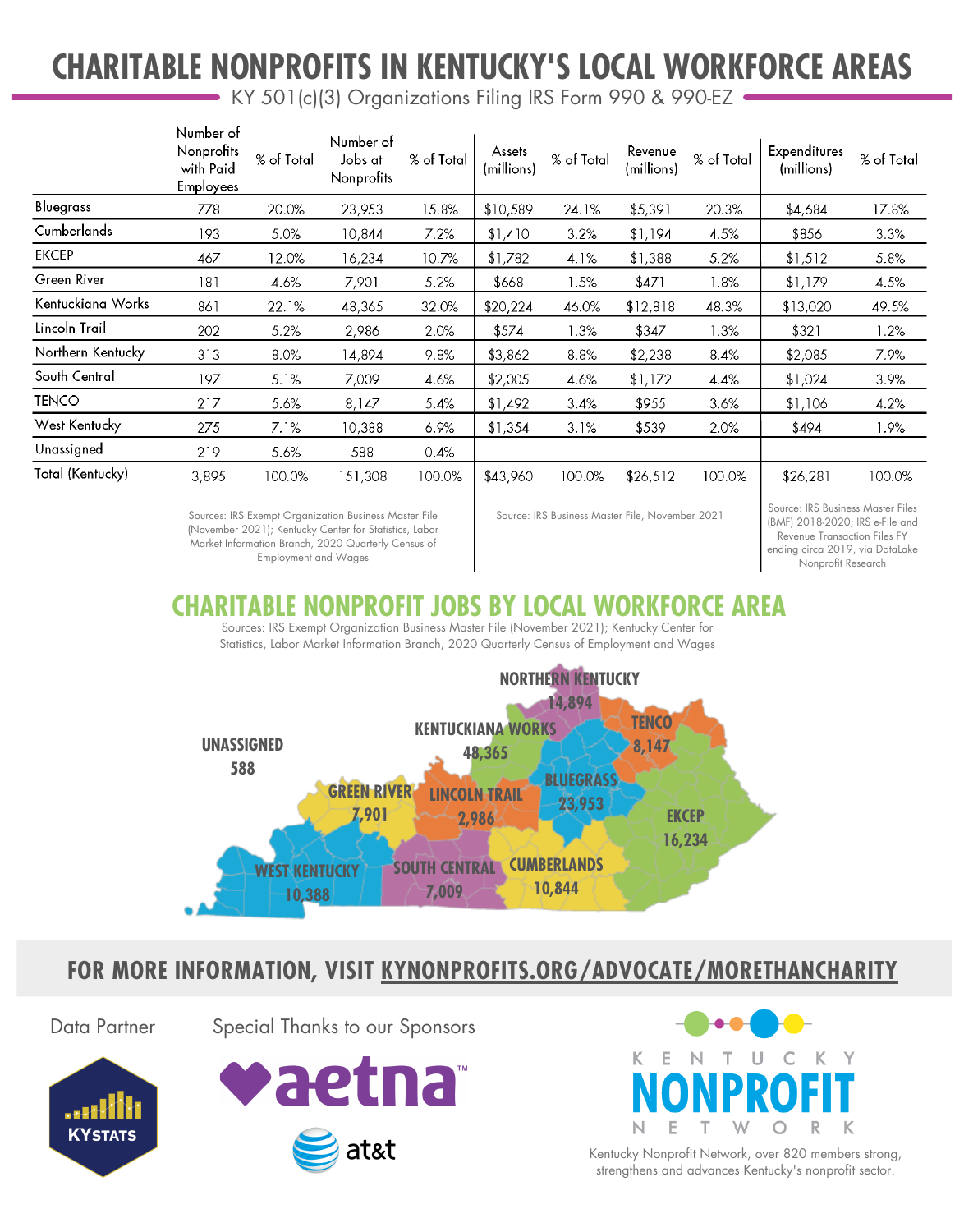# CHARITABLE NONPROFITS IN KENTUCKY'S LOCAL WORKFORCE AREAS

KY 501(c)(3) Organizations Filing IRS Form 990 & 990-EZ

| | Number of Nonprofits with Paid Employees | % of Total | Number of Jobs at Nonprofits | % of Total | Assets (millions) | % of Total | Revenue (millions) | % of Total | Expenditures (millions) | % of Total |
|---|---|---|---|---|---|---|---|---|---|---|
| Bluegrass | 778 | 20.0% | 23,953 | 15.8% | $10,589 | 24.1% | $5,391 | 20.3% | $4,684 | 17.8% |
| Cumberlands | 193 | 5.0% | 10,844 | 7.2% | $1,410 | 3.2% | $1,194 | 4.5% | $856 | 3.3% |
| EKCEP | 467 | 12.0% | 16,234 | 10.7% | $1,782 | 4.1% | $1,388 | 5.2% | $1,512 | 5.8% |
| Green River | 181 | 4.6% | 7,901 | 5.2% | $668 | 1.5% | $471 | 1.8% | $1,179 | 4.5% |
| Kentuckiana Works | 861 | 22.1% | 48,365 | 32.0% | $20,224 | 46.0% | $12,818 | 48.3% | $13,020 | 49.5% |
| Lincoln Trail | 202 | 5.2% | 2,986 | 2.0% | $574 | 1.3% | $347 | 1.3% | $321 | 1.2% |
| Northern Kentucky | 313 | 8.0% | 14,894 | 9.8% | $3,862 | 8.8% | $2,238 | 8.4% | $2,085 | 7.9% |
| South Central | 197 | 5.1% | 7,009 | 4.6% | $2,005 | 4.6% | $1,172 | 4.4% | $1,024 | 3.9% |
| TENCO | 217 | 5.6% | 8,147 | 5.4% | $1,492 | 3.4% | $955 | 3.6% | $1,106 | 4.2% |
| West Kentucky | 275 | 7.1% | 10,388 | 6.9% | $1,354 | 3.1% | $539 | 2.0% | $494 | 1.9% |
| Unassigned | 219 | 5.6% | 588 | 0.4% | | | | | | |
| Total (Kentucky) | 3,895 | 100.0% | 151,308 | 100.0% | $43,960 | 100.0% | $26,512 | 100.0% | $26,281 | 100.0% |

Sources: IRS Exempt Organization Business Master File (November 2021); Kentucky Center for Statistics, Labor Market Information Branch, 2020 Quarterly Census of Employment and Wages

Source: IRS Business Master File, November 2021

Source: IRS Business Master Files (BMF) 2018-2020; IRS e-File and Revenue Transaction Files FY ending circa 2019, via DataLake Nonprofit Research

## CHARITABLE NONPROFIT JOBS BY LOCAL WORKFORCE AREA

Sources: IRS Exempt Organization Business Master File (November 2021); Kentucky Center for Statistics, Labor Market Information Branch, 2020 Quarterly Census of Employment and Wages

NORTHERN KENTUCKY 14,894
KENTUCKIANA WORKS 48,365
TENCO 8,147
UNASSIGNED 588
BLUEGRASS 23,953
GREEN RIVER 7,901
LINCOLN TRAIL 2,986
EKCEP 16,234
WEST KENTUCKY 10,388
SOUTH CENTRAL 7,009
CUMBERLANDS 10,844

## FOR MORE INFORMATION, VISIT KYNONPROFITS.ORG/ADVOCATE/MORETHANCHARITY

Data Partner

KYSTATS

Special Thanks to our Sponsors

aetna

at&t

KENTUCKY NONPROFIT NETWORK

Kentucky Nonprofit Network, over 820 members strong, strengthens and advances Kentucky's nonprofit sector.